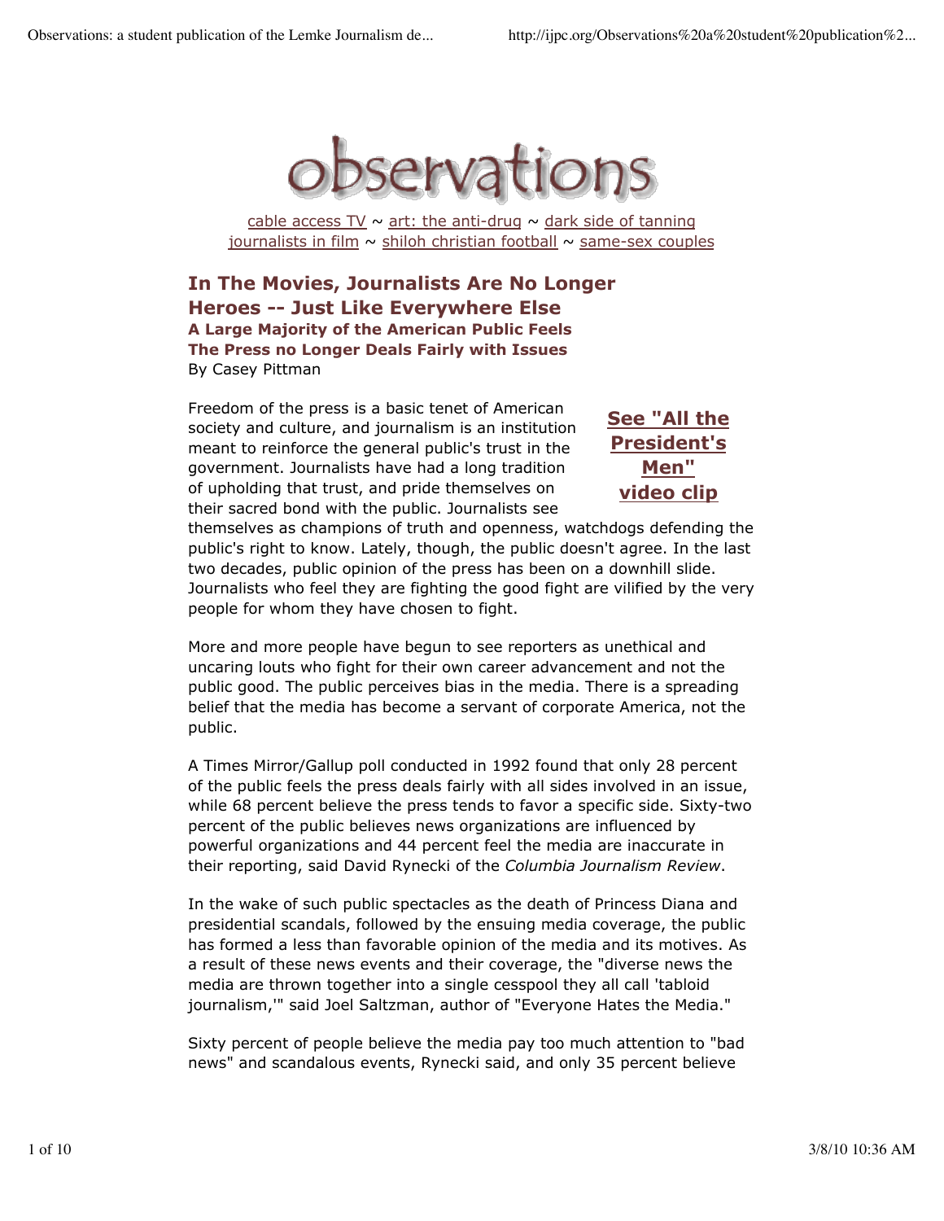# observations

cable access TV ~ art: the anti-drug ~ dark side of tanning
journalists in film ~ shiloh christian football ~ same-sex couples

## In The Movies, Journalists Are No Longer Heroes -- Just Like Everywhere Else

### A Large Majority of the American Public Feels The Press no Longer Deals Fairly with Issues

By Casey Pittman

**See "All the President's Men" video clip**

Freedom of the press is a basic tenet of American society and culture, and journalism is an institution meant to reinforce the general public's trust in the government. Journalists have had a long tradition of upholding that trust, and pride themselves on their sacred bond with the public. Journalists see themselves as champions of truth and openness, watchdogs defending the public's right to know. Lately, though, the public doesn't agree. In the last two decades, public opinion of the press has been on a downhill slide. Journalists who feel they are fighting the good fight are vilified by the very people for whom they have chosen to fight.

More and more people have begun to see reporters as unethical and uncaring louts who fight for their own career advancement and not the public good. The public perceives bias in the media. There is a spreading belief that the media has become a servant of corporate America, not the public.

A Times Mirror/Gallup poll conducted in 1992 found that only 28 percent of the public feels the press deals fairly with all sides involved in an issue, while 68 percent believe the press tends to favor a specific side. Sixty-two percent of the public believes news organizations are influenced by powerful organizations and 44 percent feel the media are inaccurate in their reporting, said David Rynecki of the *Columbia Journalism Review*.

In the wake of such public spectacles as the death of Princess Diana and presidential scandals, followed by the ensuing media coverage, the public has formed a less than favorable opinion of the media and its motives. As a result of these news events and their coverage, the "diverse news the media are thrown together into a single cesspool they all call 'tabloid journalism,'" said Joel Saltzman, author of "Everyone Hates the Media."

Sixty percent of people believe the media pay too much attention to "bad news" and scandalous events, Rynecki said, and only 35 percent believe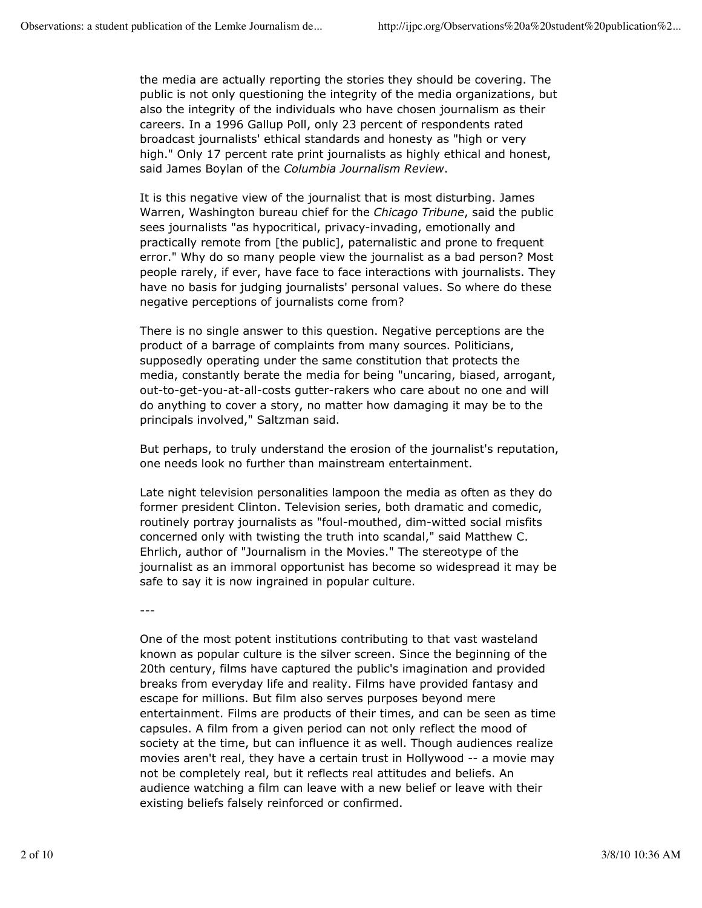the media are actually reporting the stories they should be covering. The public is not only questioning the integrity of the media organizations, but also the integrity of the individuals who have chosen journalism as their careers. In a 1996 Gallup Poll, only 23 percent of respondents rated broadcast journalists' ethical standards and honesty as "high or very high." Only 17 percent rate print journalists as highly ethical and honest, said James Boylan of the *Columbia Journalism Review*.

It is this negative view of the journalist that is most disturbing. James Warren, Washington bureau chief for the *Chicago Tribune*, said the public sees journalists "as hypocritical, privacy-invading, emotionally and practically remote from [the public], paternalistic and prone to frequent error." Why do so many people view the journalist as a bad person? Most people rarely, if ever, have face to face interactions with journalists. They have no basis for judging journalists' personal values. So where do these negative perceptions of journalists come from?

There is no single answer to this question. Negative perceptions are the product of a barrage of complaints from many sources. Politicians, supposedly operating under the same constitution that protects the media, constantly berate the media for being "uncaring, biased, arrogant, out-to-get-you-at-all-costs gutter-rakers who care about no one and will do anything to cover a story, no matter how damaging it may be to the principals involved," Saltzman said.

But perhaps, to truly understand the erosion of the journalist's reputation, one needs look no further than mainstream entertainment.

Late night television personalities lampoon the media as often as they do former president Clinton. Television series, both dramatic and comedic, routinely portray journalists as "foul-mouthed, dim-witted social misfits concerned only with twisting the truth into scandal," said Matthew C. Ehrlich, author of "Journalism in the Movies." The stereotype of the journalist as an immoral opportunist has become so widespread it may be safe to say it is now ingrained in popular culture.

---

One of the most potent institutions contributing to that vast wasteland known as popular culture is the silver screen. Since the beginning of the 20th century, films have captured the public's imagination and provided breaks from everyday life and reality. Films have provided fantasy and escape for millions. But film also serves purposes beyond mere entertainment. Films are products of their times, and can be seen as time capsules. A film from a given period can not only reflect the mood of society at the time, but can influence it as well. Though audiences realize movies aren't real, they have a certain trust in Hollywood -- a movie may not be completely real, but it reflects real attitudes and beliefs. An audience watching a film can leave with a new belief or leave with their existing beliefs falsely reinforced or confirmed.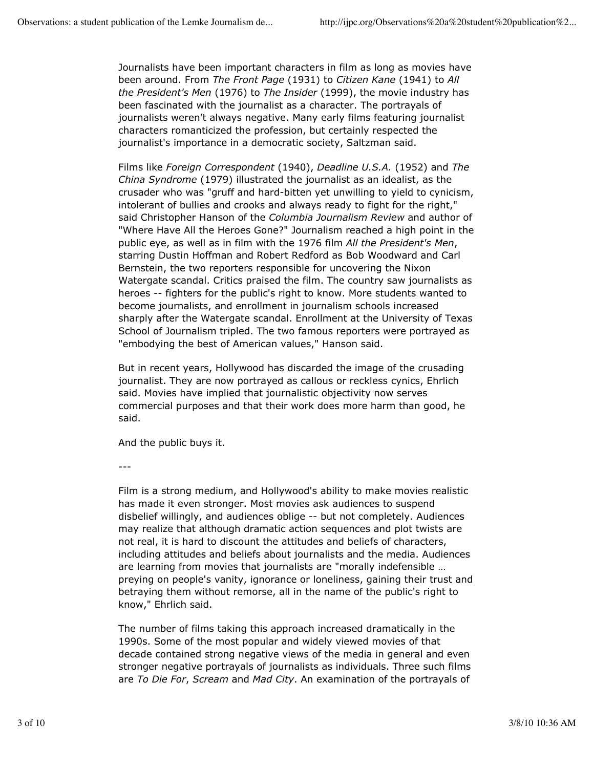Journalists have been important characters in film as long as movies have been around. From *The Front Page* (1931) to *Citizen Kane* (1941) to *All the President's Men* (1976) to *The Insider* (1999), the movie industry has been fascinated with the journalist as a character. The portrayals of journalists weren't always negative. Many early films featuring journalist characters romanticized the profession, but certainly respected the journalist's importance in a democratic society, Saltzman said.

Films like *Foreign Correspondent* (1940), *Deadline U.S.A.* (1952) and *The China Syndrome* (1979) illustrated the journalist as an idealist, as the crusader who was "gruff and hard-bitten yet unwilling to yield to cynicism, intolerant of bullies and crooks and always ready to fight for the right," said Christopher Hanson of the *Columbia Journalism Review* and author of "Where Have All the Heroes Gone?" Journalism reached a high point in the public eye, as well as in film with the 1976 film *All the President's Men*, starring Dustin Hoffman and Robert Redford as Bob Woodward and Carl Bernstein, the two reporters responsible for uncovering the Nixon Watergate scandal. Critics praised the film. The country saw journalists as heroes -- fighters for the public's right to know. More students wanted to become journalists, and enrollment in journalism schools increased sharply after the Watergate scandal. Enrollment at the University of Texas School of Journalism tripled. The two famous reporters were portrayed as "embodying the best of American values," Hanson said.

But in recent years, Hollywood has discarded the image of the crusading journalist. They are now portrayed as callous or reckless cynics, Ehrlich said. Movies have implied that journalistic objectivity now serves commercial purposes and that their work does more harm than good, he said.

And the public buys it.

---

Film is a strong medium, and Hollywood's ability to make movies realistic has made it even stronger. Most movies ask audiences to suspend disbelief willingly, and audiences oblige -- but not completely. Audiences may realize that although dramatic action sequences and plot twists are not real, it is hard to discount the attitudes and beliefs of characters, including attitudes and beliefs about journalists and the media. Audiences are learning from movies that journalists are "morally indefensible … preying on people's vanity, ignorance or loneliness, gaining their trust and betraying them without remorse, all in the name of the public's right to know," Ehrlich said.

The number of films taking this approach increased dramatically in the 1990s. Some of the most popular and widely viewed movies of that decade contained strong negative views of the media in general and even stronger negative portrayals of journalists as individuals. Three such films are *To Die For*, *Scream* and *Mad City*. An examination of the portrayals of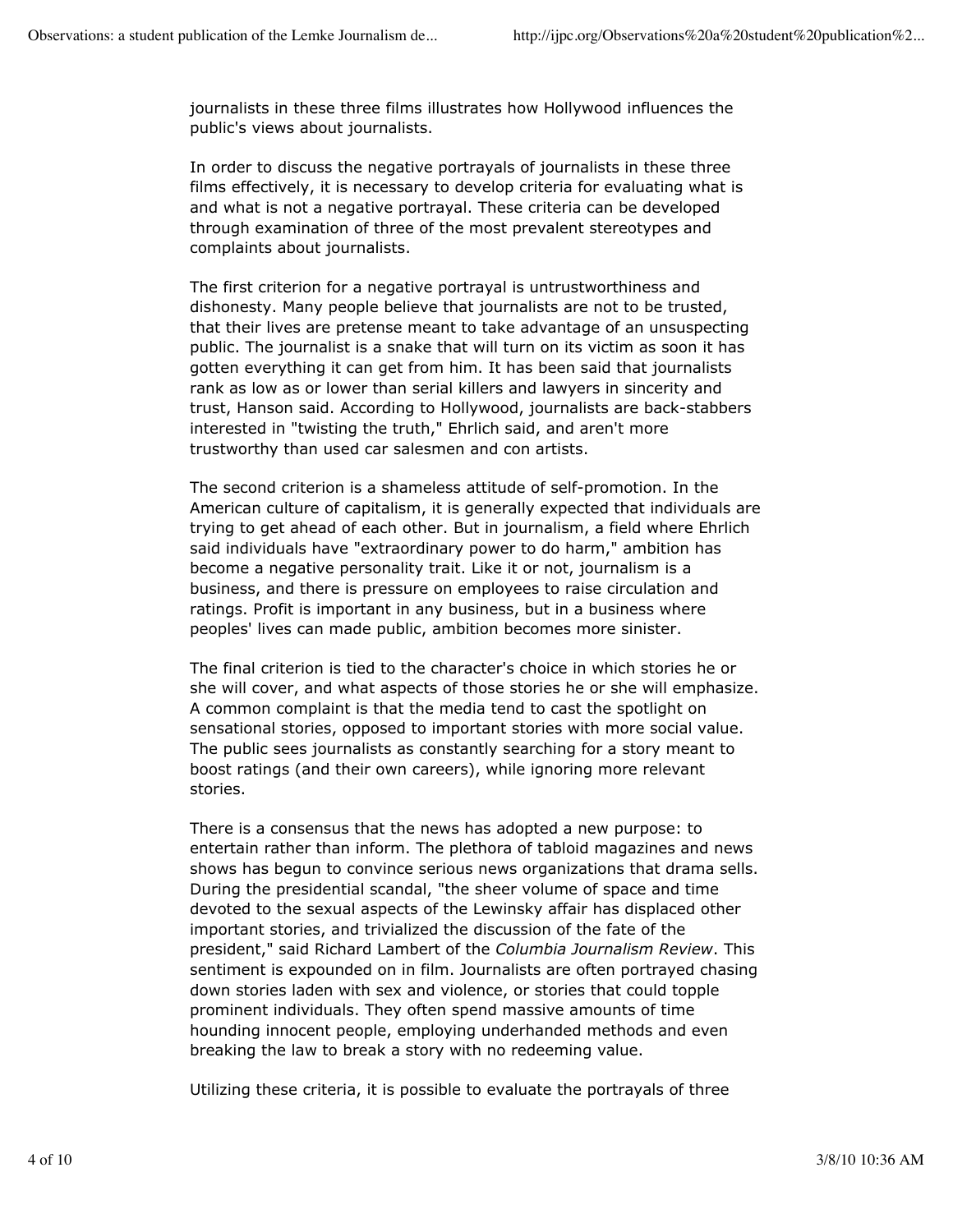journalists in these three films illustrates how Hollywood influences the public's views about journalists.

In order to discuss the negative portrayals of journalists in these three films effectively, it is necessary to develop criteria for evaluating what is and what is not a negative portrayal. These criteria can be developed through examination of three of the most prevalent stereotypes and complaints about journalists.

The first criterion for a negative portrayal is untrustworthiness and dishonesty. Many people believe that journalists are not to be trusted, that their lives are pretense meant to take advantage of an unsuspecting public. The journalist is a snake that will turn on its victim as soon it has gotten everything it can get from him. It has been said that journalists rank as low as or lower than serial killers and lawyers in sincerity and trust, Hanson said. According to Hollywood, journalists are back-stabbers interested in "twisting the truth," Ehrlich said, and aren't more trustworthy than used car salesmen and con artists.

The second criterion is a shameless attitude of self-promotion. In the American culture of capitalism, it is generally expected that individuals are trying to get ahead of each other. But in journalism, a field where Ehrlich said individuals have "extraordinary power to do harm," ambition has become a negative personality trait. Like it or not, journalism is a business, and there is pressure on employees to raise circulation and ratings. Profit is important in any business, but in a business where peoples' lives can made public, ambition becomes more sinister.

The final criterion is tied to the character's choice in which stories he or she will cover, and what aspects of those stories he or she will emphasize. A common complaint is that the media tend to cast the spotlight on sensational stories, opposed to important stories with more social value. The public sees journalists as constantly searching for a story meant to boost ratings (and their own careers), while ignoring more relevant stories.

There is a consensus that the news has adopted a new purpose: to entertain rather than inform. The plethora of tabloid magazines and news shows has begun to convince serious news organizations that drama sells. During the presidential scandal, "the sheer volume of space and time devoted to the sexual aspects of the Lewinsky affair has displaced other important stories, and trivialized the discussion of the fate of the president," said Richard Lambert of the *Columbia Journalism Review*. This sentiment is expounded on in film. Journalists are often portrayed chasing down stories laden with sex and violence, or stories that could topple prominent individuals. They often spend massive amounts of time hounding innocent people, employing underhanded methods and even breaking the law to break a story with no redeeming value.

Utilizing these criteria, it is possible to evaluate the portrayals of three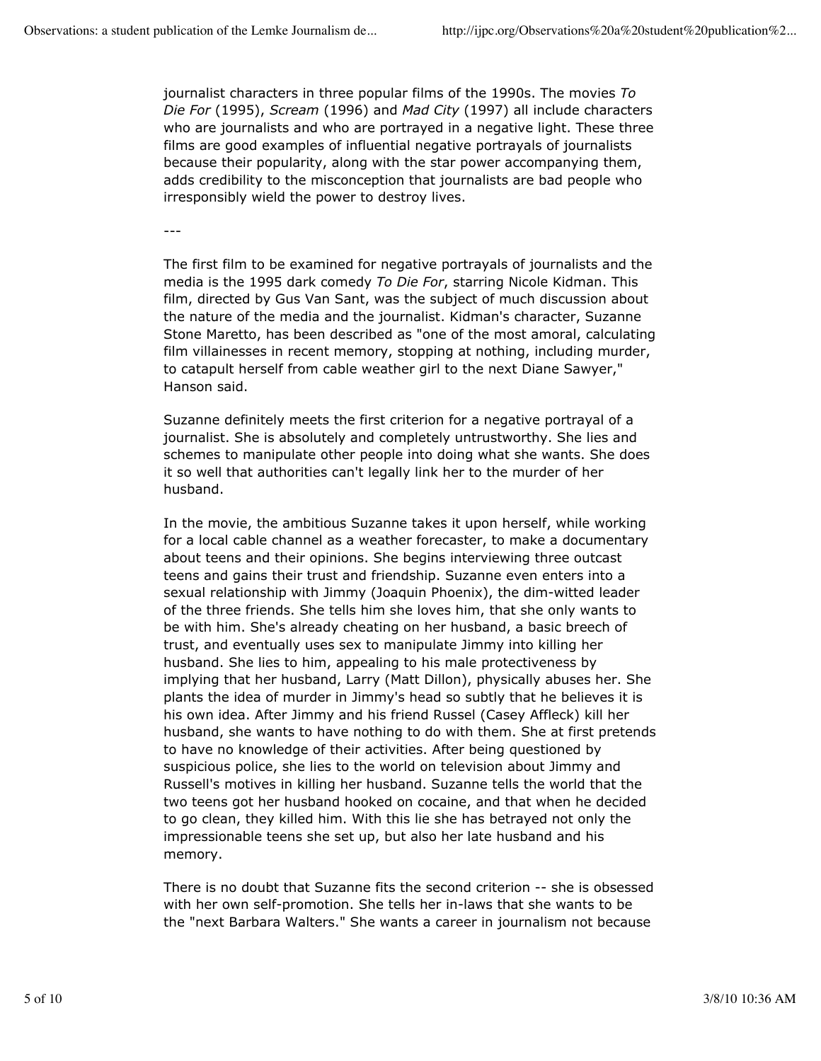journalist characters in three popular films of the 1990s. The movies *To Die For* (1995), *Scream* (1996) and *Mad City* (1997) all include characters who are journalists and who are portrayed in a negative light. These three films are good examples of influential negative portrayals of journalists because their popularity, along with the star power accompanying them, adds credibility to the misconception that journalists are bad people who irresponsibly wield the power to destroy lives.

---

The first film to be examined for negative portrayals of journalists and the media is the 1995 dark comedy *To Die For*, starring Nicole Kidman. This film, directed by Gus Van Sant, was the subject of much discussion about the nature of the media and the journalist. Kidman's character, Suzanne Stone Maretto, has been described as "one of the most amoral, calculating film villainesses in recent memory, stopping at nothing, including murder, to catapult herself from cable weather girl to the next Diane Sawyer," Hanson said.

Suzanne definitely meets the first criterion for a negative portrayal of a journalist. She is absolutely and completely untrustworthy. She lies and schemes to manipulate other people into doing what she wants. She does it so well that authorities can't legally link her to the murder of her husband.

In the movie, the ambitious Suzanne takes it upon herself, while working for a local cable channel as a weather forecaster, to make a documentary about teens and their opinions. She begins interviewing three outcast teens and gains their trust and friendship. Suzanne even enters into a sexual relationship with Jimmy (Joaquin Phoenix), the dim-witted leader of the three friends. She tells him she loves him, that she only wants to be with him. She's already cheating on her husband, a basic breech of trust, and eventually uses sex to manipulate Jimmy into killing her husband. She lies to him, appealing to his male protectiveness by implying that her husband, Larry (Matt Dillon), physically abuses her. She plants the idea of murder in Jimmy's head so subtly that he believes it is his own idea. After Jimmy and his friend Russel (Casey Affleck) kill her husband, she wants to have nothing to do with them. She at first pretends to have no knowledge of their activities. After being questioned by suspicious police, she lies to the world on television about Jimmy and Russell's motives in killing her husband. Suzanne tells the world that the two teens got her husband hooked on cocaine, and that when he decided to go clean, they killed him. With this lie she has betrayed not only the impressionable teens she set up, but also her late husband and his memory.

There is no doubt that Suzanne fits the second criterion -- she is obsessed with her own self-promotion. She tells her in-laws that she wants to be the "next Barbara Walters." She wants a career in journalism not because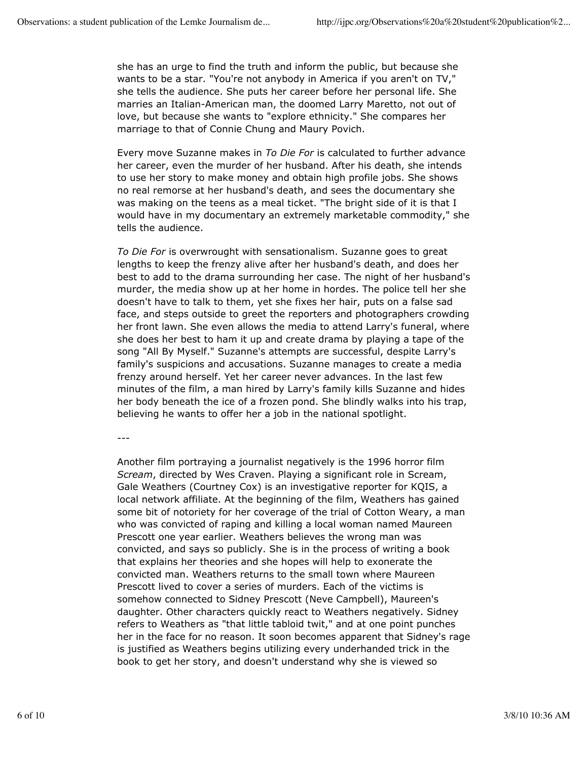she has an urge to find the truth and inform the public, but because she wants to be a star. "You're not anybody in America if you aren't on TV," she tells the audience. She puts her career before her personal life. She marries an Italian-American man, the doomed Larry Maretto, not out of love, but because she wants to "explore ethnicity." She compares her marriage to that of Connie Chung and Maury Povich.

Every move Suzanne makes in *To Die For* is calculated to further advance her career, even the murder of her husband. After his death, she intends to use her story to make money and obtain high profile jobs. She shows no real remorse at her husband's death, and sees the documentary she was making on the teens as a meal ticket. "The bright side of it is that I would have in my documentary an extremely marketable commodity," she tells the audience.

*To Die For* is overwrought with sensationalism. Suzanne goes to great lengths to keep the frenzy alive after her husband's death, and does her best to add to the drama surrounding her case. The night of her husband's murder, the media show up at her home in hordes. The police tell her she doesn't have to talk to them, yet she fixes her hair, puts on a false sad face, and steps outside to greet the reporters and photographers crowding her front lawn. She even allows the media to attend Larry's funeral, where she does her best to ham it up and create drama by playing a tape of the song "All By Myself." Suzanne's attempts are successful, despite Larry's family's suspicions and accusations. Suzanne manages to create a media frenzy around herself. Yet her career never advances. In the last few minutes of the film, a man hired by Larry's family kills Suzanne and hides her body beneath the ice of a frozen pond. She blindly walks into his trap, believing he wants to offer her a job in the national spotlight.

---

Another film portraying a journalist negatively is the 1996 horror film *Scream*, directed by Wes Craven. Playing a significant role in Scream, Gale Weathers (Courtney Cox) is an investigative reporter for KQIS, a local network affiliate. At the beginning of the film, Weathers has gained some bit of notoriety for her coverage of the trial of Cotton Weary, a man who was convicted of raping and killing a local woman named Maureen Prescott one year earlier. Weathers believes the wrong man was convicted, and says so publicly. She is in the process of writing a book that explains her theories and she hopes will help to exonerate the convicted man. Weathers returns to the small town where Maureen Prescott lived to cover a series of murders. Each of the victims is somehow connected to Sidney Prescott (Neve Campbell), Maureen's daughter. Other characters quickly react to Weathers negatively. Sidney refers to Weathers as "that little tabloid twit," and at one point punches her in the face for no reason. It soon becomes apparent that Sidney's rage is justified as Weathers begins utilizing every underhanded trick in the book to get her story, and doesn't understand why she is viewed so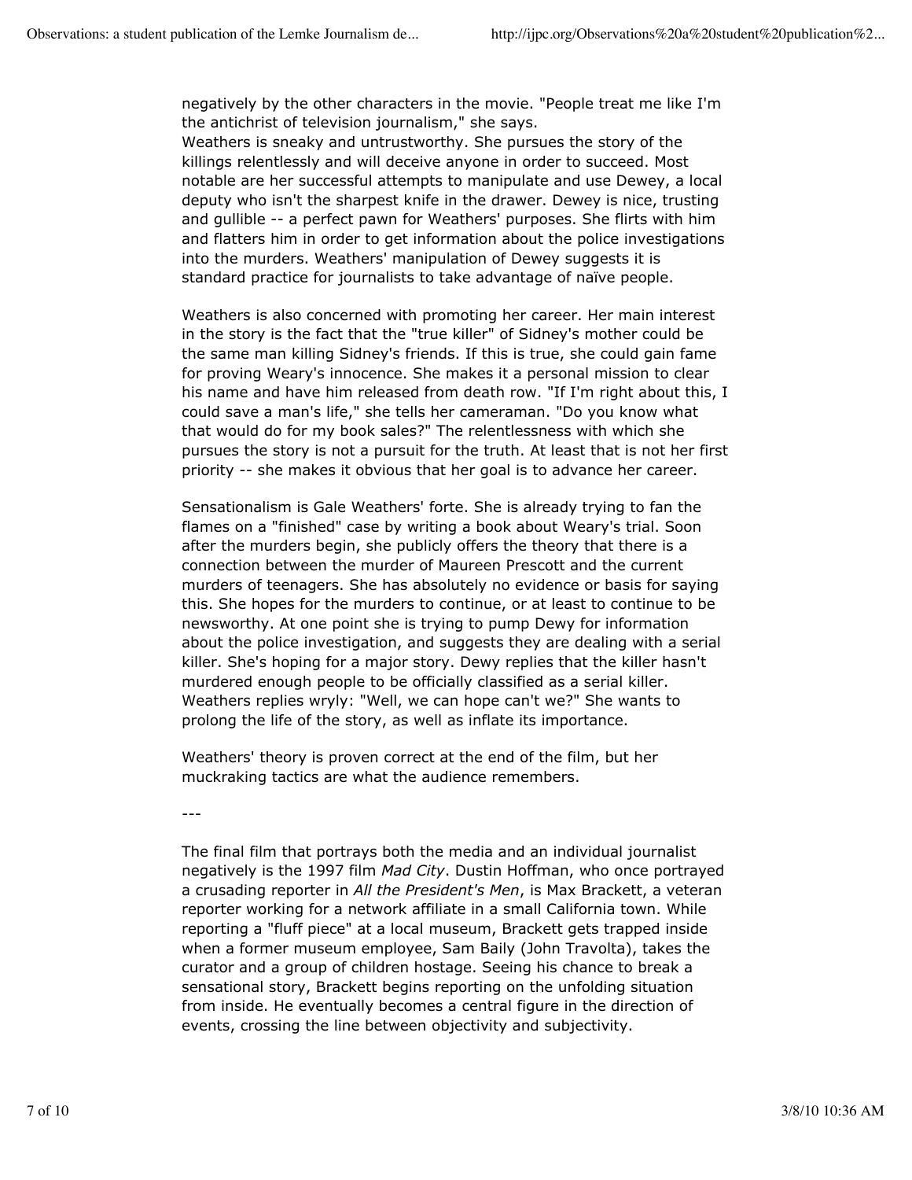negatively by the other characters in the movie. "People treat me like I'm the antichrist of television journalism," she says.
Weathers is sneaky and untrustworthy. She pursues the story of the killings relentlessly and will deceive anyone in order to succeed. Most notable are her successful attempts to manipulate and use Dewey, a local deputy who isn't the sharpest knife in the drawer. Dewey is nice, trusting and gullible -- a perfect pawn for Weathers' purposes. She flirts with him and flatters him in order to get information about the police investigations into the murders. Weathers' manipulation of Dewey suggests it is standard practice for journalists to take advantage of naïve people.

Weathers is also concerned with promoting her career. Her main interest in the story is the fact that the "true killer" of Sidney's mother could be the same man killing Sidney's friends. If this is true, she could gain fame for proving Weary's innocence. She makes it a personal mission to clear his name and have him released from death row. "If I'm right about this, I could save a man's life," she tells her cameraman. "Do you know what that would do for my book sales?" The relentlessness with which she pursues the story is not a pursuit for the truth. At least that is not her first priority -- she makes it obvious that her goal is to advance her career.

Sensationalism is Gale Weathers' forte. She is already trying to fan the flames on a "finished" case by writing a book about Weary's trial. Soon after the murders begin, she publicly offers the theory that there is a connection between the murder of Maureen Prescott and the current murders of teenagers. She has absolutely no evidence or basis for saying this. She hopes for the murders to continue, or at least to continue to be newsworthy. At one point she is trying to pump Dewy for information about the police investigation, and suggests they are dealing with a serial killer. She's hoping for a major story. Dewy replies that the killer hasn't murdered enough people to be officially classified as a serial killer. Weathers replies wryly: "Well, we can hope can't we?" She wants to prolong the life of the story, as well as inflate its importance.

Weathers' theory is proven correct at the end of the film, but her muckraking tactics are what the audience remembers.

---

The final film that portrays both the media and an individual journalist negatively is the 1997 film *Mad City*. Dustin Hoffman, who once portrayed a crusading reporter in *All the President's Men*, is Max Brackett, a veteran reporter working for a network affiliate in a small California town. While reporting a "fluff piece" at a local museum, Brackett gets trapped inside when a former museum employee, Sam Baily (John Travolta), takes the curator and a group of children hostage. Seeing his chance to break a sensational story, Brackett begins reporting on the unfolding situation from inside. He eventually becomes a central figure in the direction of events, crossing the line between objectivity and subjectivity.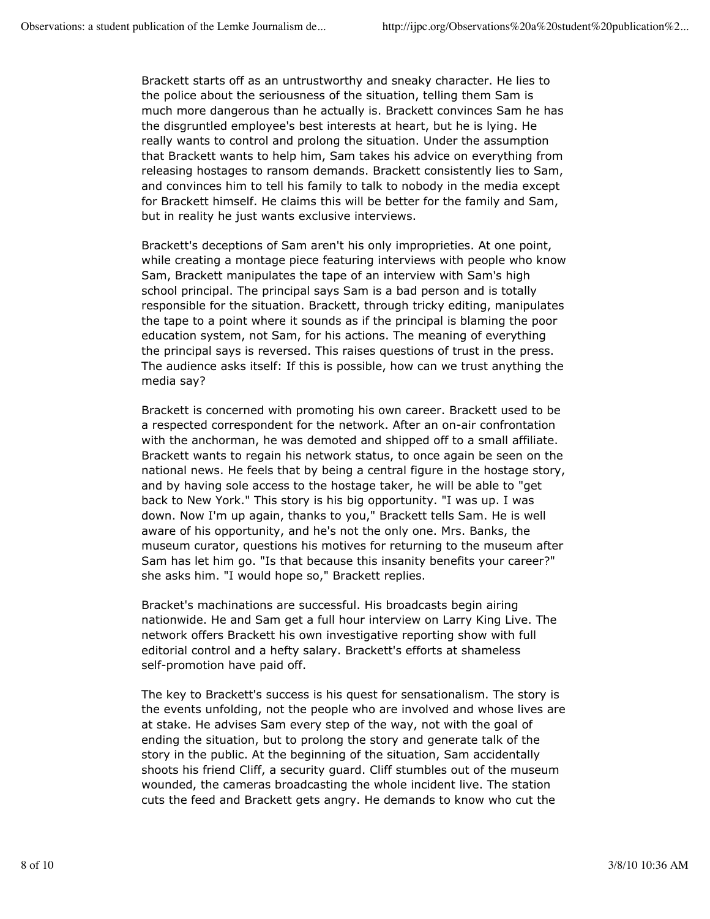Brackett starts off as an untrustworthy and sneaky character. He lies to the police about the seriousness of the situation, telling them Sam is much more dangerous than he actually is. Brackett convinces Sam he has the disgruntled employee's best interests at heart, but he is lying. He really wants to control and prolong the situation. Under the assumption that Brackett wants to help him, Sam takes his advice on everything from releasing hostages to ransom demands. Brackett consistently lies to Sam, and convinces him to tell his family to talk to nobody in the media except for Brackett himself. He claims this will be better for the family and Sam, but in reality he just wants exclusive interviews.

Brackett's deceptions of Sam aren't his only improprieties. At one point, while creating a montage piece featuring interviews with people who know Sam, Brackett manipulates the tape of an interview with Sam's high school principal. The principal says Sam is a bad person and is totally responsible for the situation. Brackett, through tricky editing, manipulates the tape to a point where it sounds as if the principal is blaming the poor education system, not Sam, for his actions. The meaning of everything the principal says is reversed. This raises questions of trust in the press. The audience asks itself: If this is possible, how can we trust anything the media say?

Brackett is concerned with promoting his own career. Brackett used to be a respected correspondent for the network. After an on-air confrontation with the anchorman, he was demoted and shipped off to a small affiliate. Brackett wants to regain his network status, to once again be seen on the national news. He feels that by being a central figure in the hostage story, and by having sole access to the hostage taker, he will be able to "get back to New York." This story is his big opportunity. "I was up. I was down. Now I'm up again, thanks to you," Brackett tells Sam. He is well aware of his opportunity, and he's not the only one. Mrs. Banks, the museum curator, questions his motives for returning to the museum after Sam has let him go. "Is that because this insanity benefits your career?" she asks him. "I would hope so," Brackett replies.

Bracket's machinations are successful. His broadcasts begin airing nationwide. He and Sam get a full hour interview on Larry King Live. The network offers Brackett his own investigative reporting show with full editorial control and a hefty salary. Brackett's efforts at shameless self-promotion have paid off.

The key to Brackett's success is his quest for sensationalism. The story is the events unfolding, not the people who are involved and whose lives are at stake. He advises Sam every step of the way, not with the goal of ending the situation, but to prolong the story and generate talk of the story in the public. At the beginning of the situation, Sam accidentally shoots his friend Cliff, a security guard. Cliff stumbles out of the museum wounded, the cameras broadcasting the whole incident live. The station cuts the feed and Brackett gets angry. He demands to know who cut the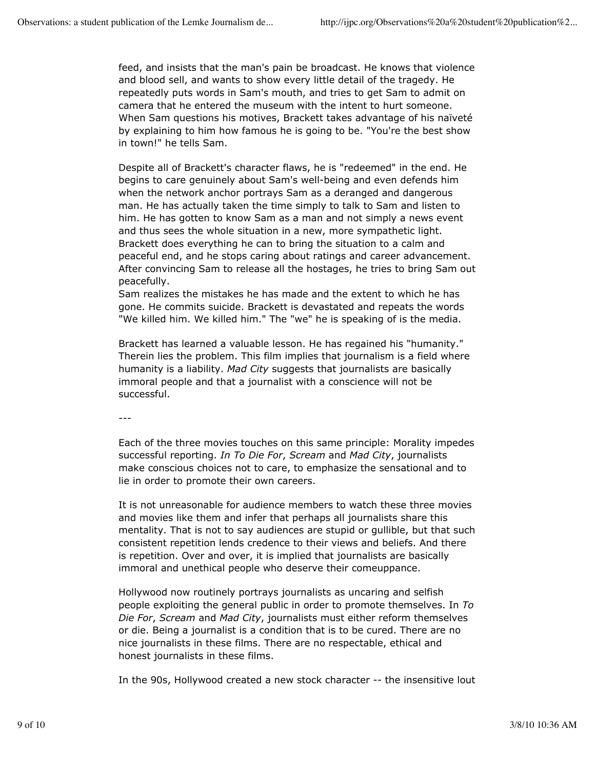feed, and insists that the man's pain be broadcast. He knows that violence and blood sell, and wants to show every little detail of the tragedy. He repeatedly puts words in Sam's mouth, and tries to get Sam to admit on camera that he entered the museum with the intent to hurt someone. When Sam questions his motives, Brackett takes advantage of his naïveté by explaining to him how famous he is going to be. "You're the best show in town!" he tells Sam.

Despite all of Brackett's character flaws, he is "redeemed" in the end. He begins to care genuinely about Sam's well-being and even defends him when the network anchor portrays Sam as a deranged and dangerous man. He has actually taken the time simply to talk to Sam and listen to him. He has gotten to know Sam as a man and not simply a news event and thus sees the whole situation in a new, more sympathetic light. Brackett does everything he can to bring the situation to a calm and peaceful end, and he stops caring about ratings and career advancement. After convincing Sam to release all the hostages, he tries to bring Sam out peacefully.
Sam realizes the mistakes he has made and the extent to which he has gone. He commits suicide. Brackett is devastated and repeats the words "We killed him. We killed him." The "we" he is speaking of is the media.

Brackett has learned a valuable lesson. He has regained his "humanity." Therein lies the problem. This film implies that journalism is a field where humanity is a liability. *Mad City* suggests that journalists are basically immoral people and that a journalist with a conscience will not be successful.

---

Each of the three movies touches on this same principle: Morality impedes successful reporting. *In To Die For*, *Scream* and *Mad City*, journalists make conscious choices not to care, to emphasize the sensational and to lie in order to promote their own careers.

It is not unreasonable for audience members to watch these three movies and movies like them and infer that perhaps all journalists share this mentality. That is not to say audiences are stupid or gullible, but that such consistent repetition lends credence to their views and beliefs. And there is repetition. Over and over, it is implied that journalists are basically immoral and unethical people who deserve their comeuppance.

Hollywood now routinely portrays journalists as uncaring and selfish people exploiting the general public in order to promote themselves. In *To Die For*, *Scream* and *Mad City*, journalists must either reform themselves or die. Being a journalist is a condition that is to be cured. There are no nice journalists in these films. There are no respectable, ethical and honest journalists in these films.

In the 90s, Hollywood created a new stock character -- the insensitive lout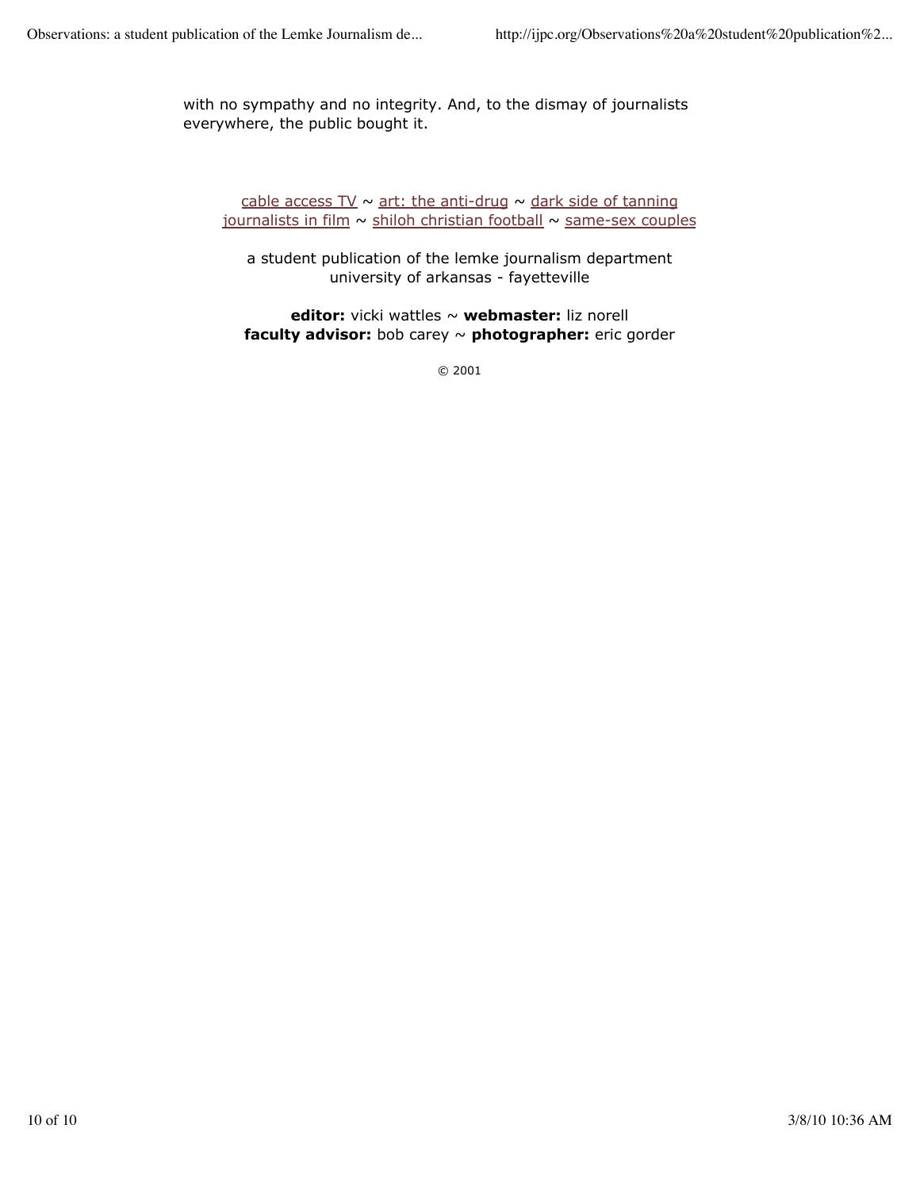with no sympathy and no integrity. And, to the dismay of journalists everywhere, the public bought it.

cable access TV ~ art: the anti-drug ~ dark side of tanning
journalists in film ~ shiloh christian football ~ same-sex couples

a student publication of the lemke journalism department
university of arkansas - fayetteville

**editor:** vicki wattles ~ **webmaster:** liz norell
**faculty advisor:** bob carey ~ **photographer:** eric gorder

© 2001